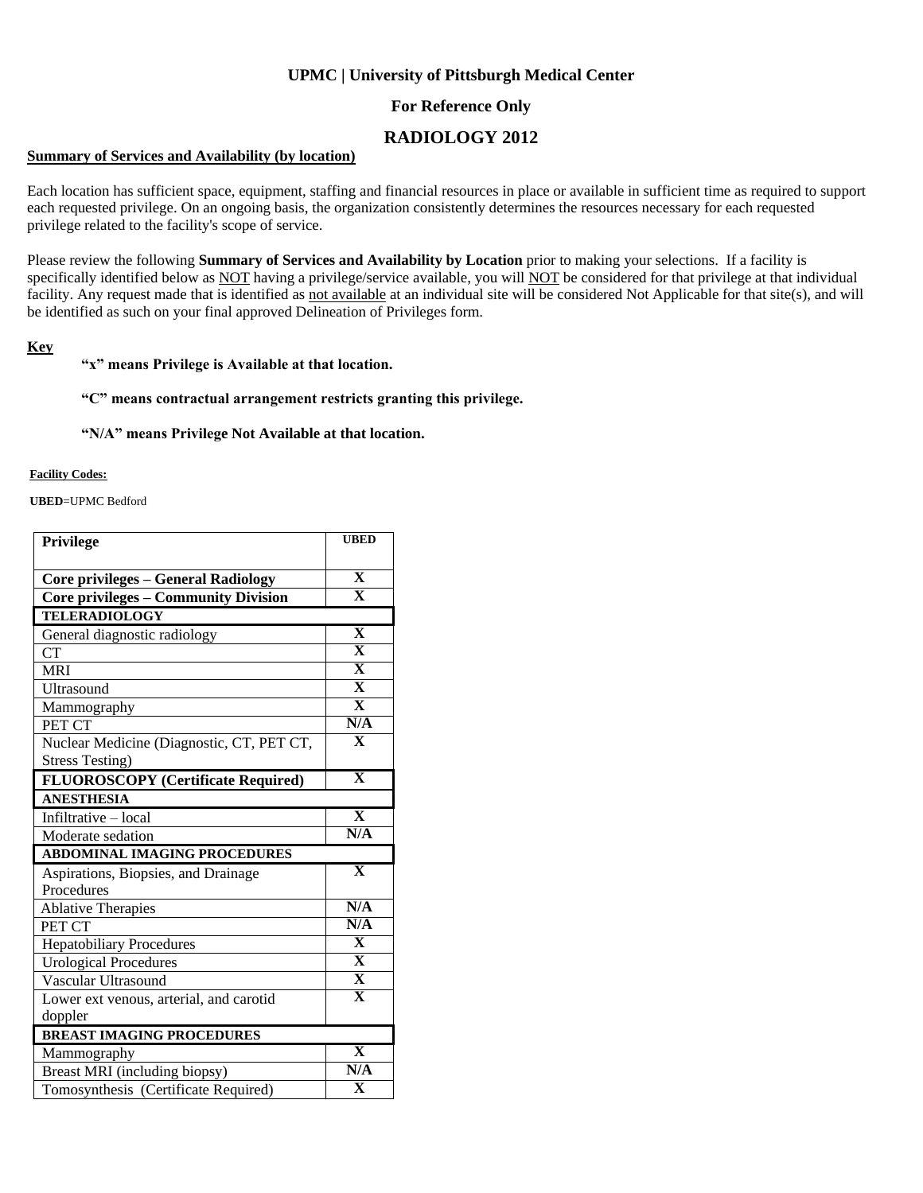**UPMC | University of Pittsburgh Medical Center**

**For Reference Only**

# RADIOLOGY 2012

**Summary of Services and Availability (by location)**

Each location has sufficient space, equipment, staffing and financial resources in place or available in sufficient time as required to support each requested privilege. On an ongoing basis, the organization consistently determines the resources necessary for each requested privilege related to the facility's scope of service.

Please review the following **Summary of Services and Availability by Location** prior to making your selections. If a facility is specifically identified below as NOT having a privilege/service available, you will NOT be considered for that privilege at that individual facility. Any request made that is identified as not available at an individual site will be considered Not Applicable for that site(s), and will be identified as such on your final approved Delineation of Privileges form.

**Key**

**"x" means Privilege is Available at that location.**

**"C" means contractual arrangement restricts granting this privilege.**

**"N/A" means Privilege Not Available at that location.**

**Facility Codes:**

**UBED**=UPMC Bedford

| Privilege | UBED |
|---|---|
| **Core privileges – General Radiology** | X |
| **Core privileges – Community Division** | X |
| **TELERADIOLOGY** | |
| General diagnostic radiology | X |
| CT | X |
| MRI | X |
| Ultrasound | X |
| Mammography | X |
| PET CT | N/A |
| Nuclear Medicine (Diagnostic, CT, PET CT, Stress Testing) | X |
| **FLUOROSCOPY (Certificate Required)** | X |
| **ANESTHESIA** | |
| Infiltrative – local | X |
| Moderate sedation | N/A |
| **ABDOMINAL IMAGING PROCEDURES** | |
| Aspirations, Biopsies, and Drainage Procedures | X |
| Ablative Therapies | N/A |
| PET CT | N/A |
| Hepatobiliary Procedures | X |
| Urological Procedures | X |
| Vascular Ultrasound | X |
| Lower ext venous, arterial, and carotid doppler | X |
| **BREAST IMAGING PROCEDURES** | |
| Mammography | X |
| Breast MRI (including biopsy) | N/A |
| Tomosynthesis (Certificate Required) | X |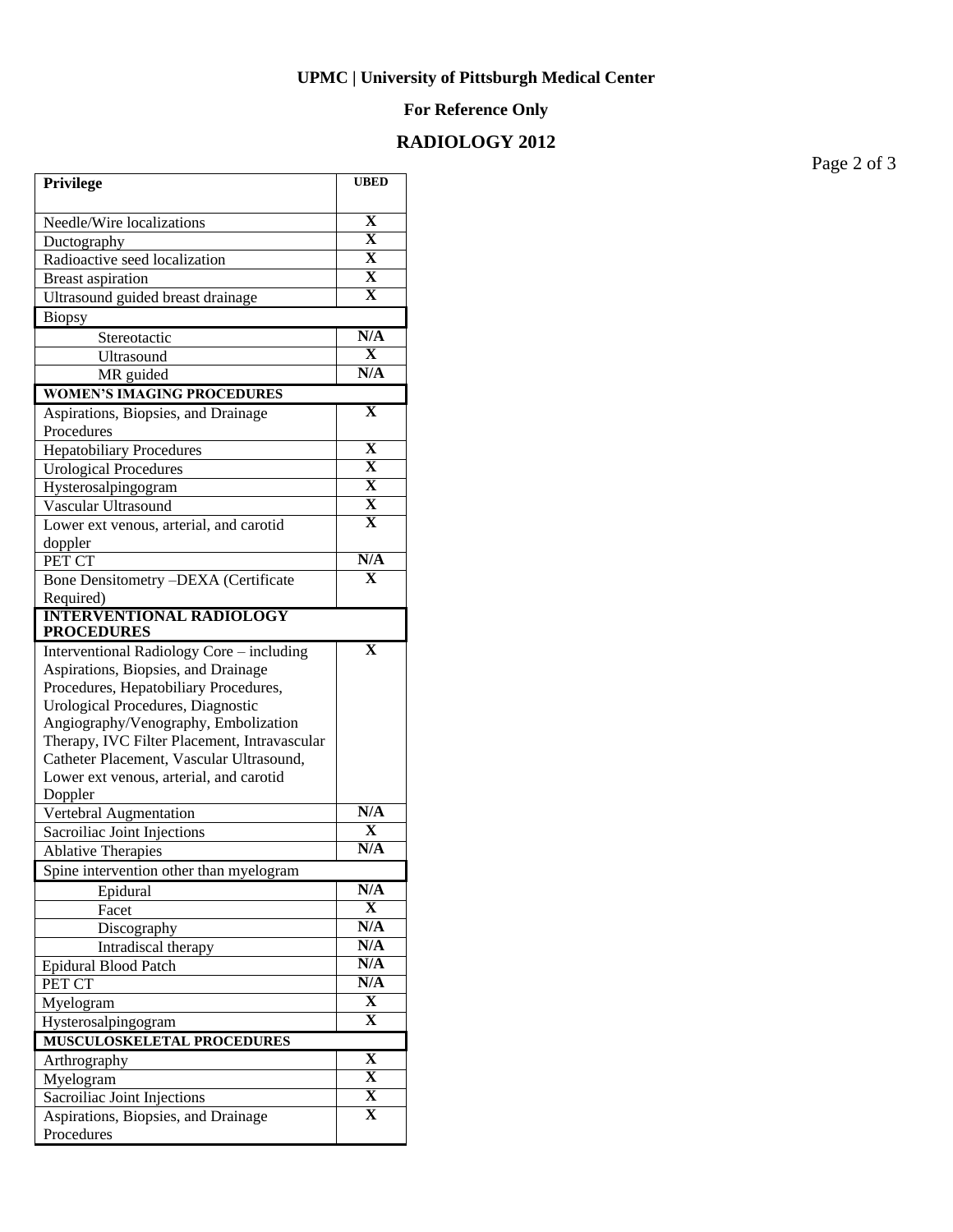**UPMC | University of Pittsburgh Medical Center**

**For Reference Only**

**RADIOLOGY 2012**

| Privilege | UBED |
|---|---|
| Needle/Wire localizations | X |
| Ductography | X |
| Radioactive seed localization | X |
| Breast aspiration | X |
| Ultrasound guided breast drainage | X |
| Biopsy | |
| Stereotactic | N/A |
| Ultrasound | X |
| MR guided | N/A |
| **WOMEN'S IMAGING PROCEDURES** | |
| Aspirations, Biopsies, and Drainage Procedures | X |
| Hepatobiliary Procedures | X |
| Urological Procedures | X |
| Hysterosalpingogram | X |
| Vascular Ultrasound | X |
| Lower ext venous, arterial, and carotid doppler | X |
| PET CT | N/A |
| Bone Densitometry –DEXA (Certificate Required) | X |
| **INTERVENTIONAL RADIOLOGY PROCEDURES** | |
| Interventional Radiology Core – including Aspirations, Biopsies, and Drainage Procedures, Hepatobiliary Procedures, Urological Procedures, Diagnostic Angiography/Venography, Embolization Therapy, IVC Filter Placement, Intravascular Catheter Placement, Vascular Ultrasound, Lower ext venous, arterial, and carotid Doppler | X |
| Vertebral Augmentation | N/A |
| Sacroiliac Joint Injections | X |
| Ablative Therapies | N/A |
| Spine intervention other than myelogram | |
| Epidural | N/A |
| Facet | X |
| Discography | N/A |
| Intradiscal therapy | N/A |
| Epidural Blood Patch | N/A |
| PET CT | N/A |
| Myelogram | X |
| Hysterosalpingogram | X |
| **MUSCULOSKELETAL PROCEDURES** | |
| Arthrography | X |
| Myelogram | X |
| Sacroiliac Joint Injections | X |
| Aspirations, Biopsies, and Drainage Procedures | X |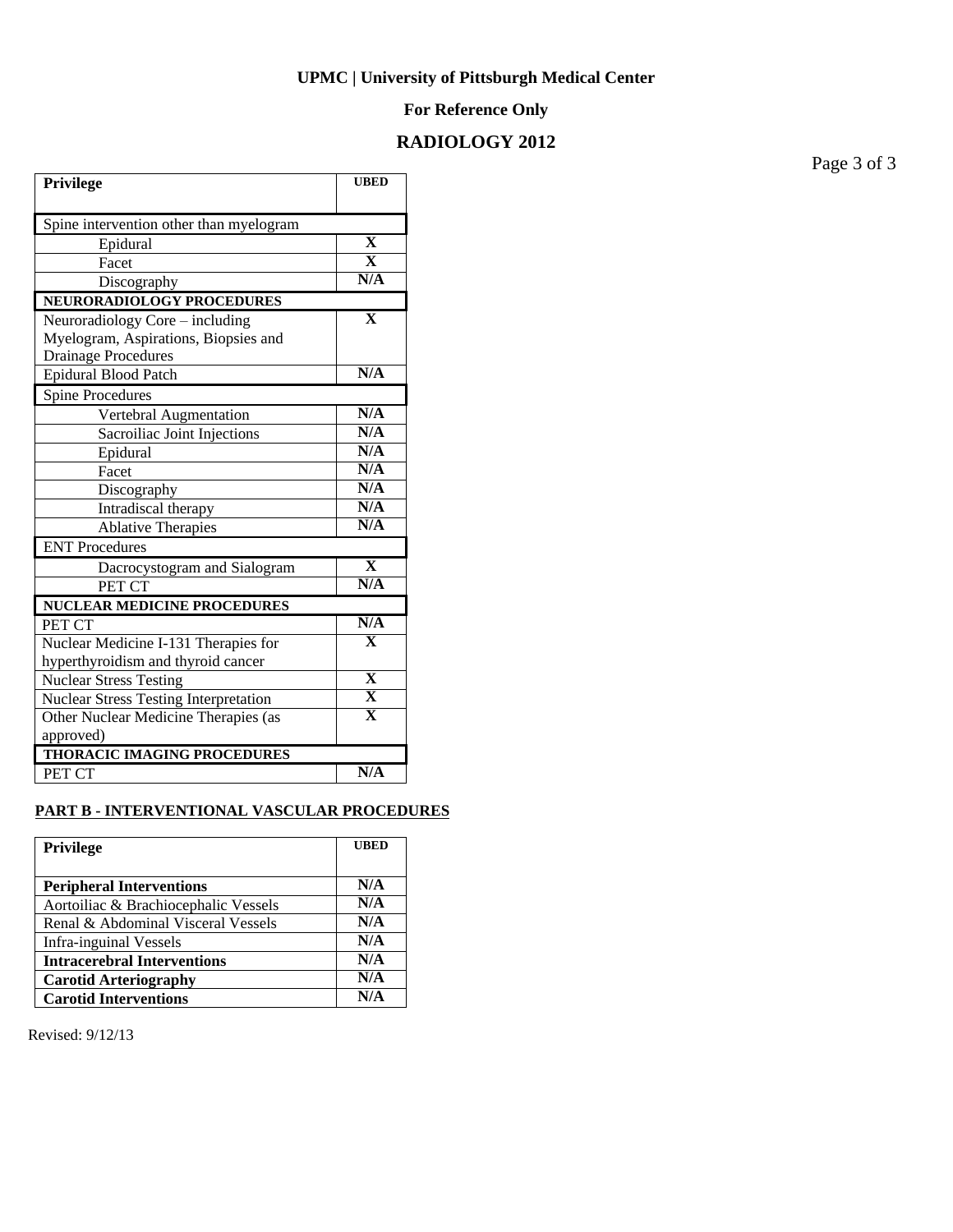**UPMC | University of Pittsburgh Medical Center**

**For Reference Only**

## RADIOLOGY 2012

| Privilege | UBED |
|---|---|
| Spine intervention other than myelogram | |
| Epidural | X |
| Facet | X |
| Discography | N/A |
| **NEURORADIOLOGY PROCEDURES** | |
| Neuroradiology Core – including Myelogram, Aspirations, Biopsies and Drainage Procedures | X |
| Epidural Blood Patch | N/A |
| Spine Procedures | |
| Vertebral Augmentation | N/A |
| Sacroiliac Joint Injections | N/A |
| Epidural | N/A |
| Facet | N/A |
| Discography | N/A |
| Intradiscal therapy | N/A |
| Ablative Therapies | N/A |
| ENT Procedures | |
| Dacrocystogram and Sialogram | X |
| PET CT | N/A |
| **NUCLEAR MEDICINE PROCEDURES** | |
| PET CT | N/A |
| Nuclear Medicine I-131 Therapies for hyperthyroidism and thyroid cancer | X |
| Nuclear Stress Testing | X |
| Nuclear Stress Testing Interpretation | X |
| Other Nuclear Medicine Therapies (as approved) | X |
| **THORACIC IMAGING PROCEDURES** | |
| PET CT | N/A |

**PART B - INTERVENTIONAL VASCULAR PROCEDURES**

| Privilege | UBED |
|---|---|
| **Peripheral Interventions** | N/A |
| Aortoiliac & Brachiocephalic Vessels | N/A |
| Renal & Abdominal Visceral Vessels | N/A |
| Infra-inguinal Vessels | N/A |
| **Intracerebral Interventions** | N/A |
| **Carotid Arteriography** | N/A |
| **Carotid Interventions** | N/A |

Revised: 9/12/13